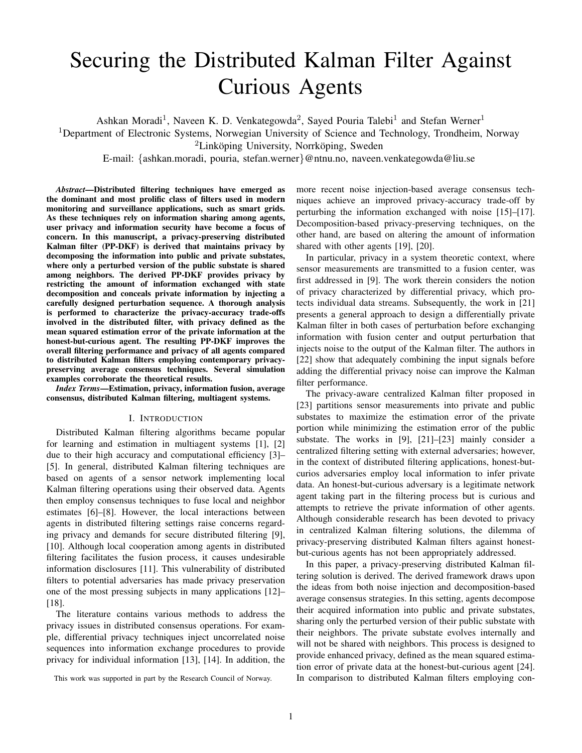# Securing the Distributed Kalman Filter Against Curious Agents

Ashkan Moradi[1], Naveen K. D. Venkategowda[2], Sayed Pouria Talebi[1] and Stefan Werner[1]

[1]Department of Electronic Systems, Norwegian University of Science and Technology, Trondheim, Norway

[2]Linköping University, Norrköping, Sweden

E-mail: {ashkan.moradi, pouria, stefan.werner}@ntnu.no, naveen.venkategowda@liu.se

***Abstract*—Distributed filtering techniques have emerged as the dominant and most prolific class of filters used in modern monitoring and surveillance applications, such as smart grids. As these techniques rely on information sharing among agents, user privacy and information security have become a focus of concern. In this manuscript, a privacy-preserving distributed Kalman filter (PP-DKF) is derived that maintains privacy by decomposing the information into public and private substates, where only a perturbed version of the public substate is shared among neighbors. The derived PP-DKF provides privacy by restricting the amount of information exchanged with state decomposition and conceals private information by injecting a carefully designed perturbation sequence. A thorough analysis is performed to characterize the privacy-accuracy trade-offs involved in the distributed filter, with privacy defined as the mean squared estimation error of the private information at the honest-but-curious agent. The resulting PP-DKF improves the overall filtering performance and privacy of all agents compared to distributed Kalman filters employing contemporary privacy-preserving average consensus techniques. Several simulation examples corroborate the theoretical results.**

***Index Terms*—Estimation, privacy, information fusion, average consensus, distributed Kalman filtering, multiagent systems.**

## I. Introduction

Distributed Kalman filtering algorithms became popular for learning and estimation in multiagent systems [1], [2] due to their high accuracy and computational efficiency [3]–[5]. In general, distributed Kalman filtering techniques are based on agents of a sensor network implementing local Kalman filtering operations using their observed data. Agents then employ consensus techniques to fuse local and neighbor estimates [6]–[8]. However, the local interactions between agents in distributed filtering settings raise concerns regarding privacy and demands for secure distributed filtering [9], [10]. Although local cooperation among agents in distributed filtering facilitates the fusion process, it causes undesirable information disclosures [11]. This vulnerability of distributed filters to potential adversaries has made privacy preservation one of the most pressing subjects in many applications [12]–[18].

The literature contains various methods to address the privacy issues in distributed consensus operations. For example, differential privacy techniques inject uncorrelated noise sequences into information exchange procedures to provide privacy for individual information [13], [14]. In addition, the more recent noise injection-based average consensus techniques achieve an improved privacy-accuracy trade-off by perturbing the information exchanged with noise [15]–[17]. Decomposition-based privacy-preserving techniques, on the other hand, are based on altering the amount of information shared with other agents [19], [20].

In particular, privacy in a system theoretic context, where sensor measurements are transmitted to a fusion center, was first addressed in [9]. The work therein considers the notion of privacy characterized by differential privacy, which protects individual data streams. Subsequently, the work in [21] presents a general approach to design a differentially private Kalman filter in both cases of perturbation before exchanging information with fusion center and output perturbation that injects noise to the output of the Kalman filter. The authors in [22] show that adequately combining the input signals before adding the differential privacy noise can improve the Kalman filter performance.

The privacy-aware centralized Kalman filter proposed in [23] partitions sensor measurements into private and public substates to maximize the estimation error of the private portion while minimizing the estimation error of the public substate. The works in [9], [21]–[23] mainly consider a centralized filtering setting with external adversaries; however, in the context of distributed filtering applications, honest-but-curios adversaries employ local information to infer private data. An honest-but-curious adversary is a legitimate network agent taking part in the filtering process but is curious and attempts to retrieve the private information of other agents. Although considerable research has been devoted to privacy in centralized Kalman filtering solutions, the dilemma of privacy-preserving distributed Kalman filters against honest-but-curious agents has not been appropriately addressed.

In this paper, a privacy-preserving distributed Kalman filtering solution is derived. The derived framework draws upon the ideas from both noise injection and decomposition-based average consensus strategies. In this setting, agents decompose their acquired information into public and private substates, sharing only the perturbed version of their public substate with their neighbors. The private substate evolves internally and will not be shared with neighbors. This process is designed to provide enhanced privacy, defined as the mean squared estimation error of private data at the honest-but-curious agent [24]. In comparison to distributed Kalman filters employing con-

This work was supported in part by the Research Council of Norway.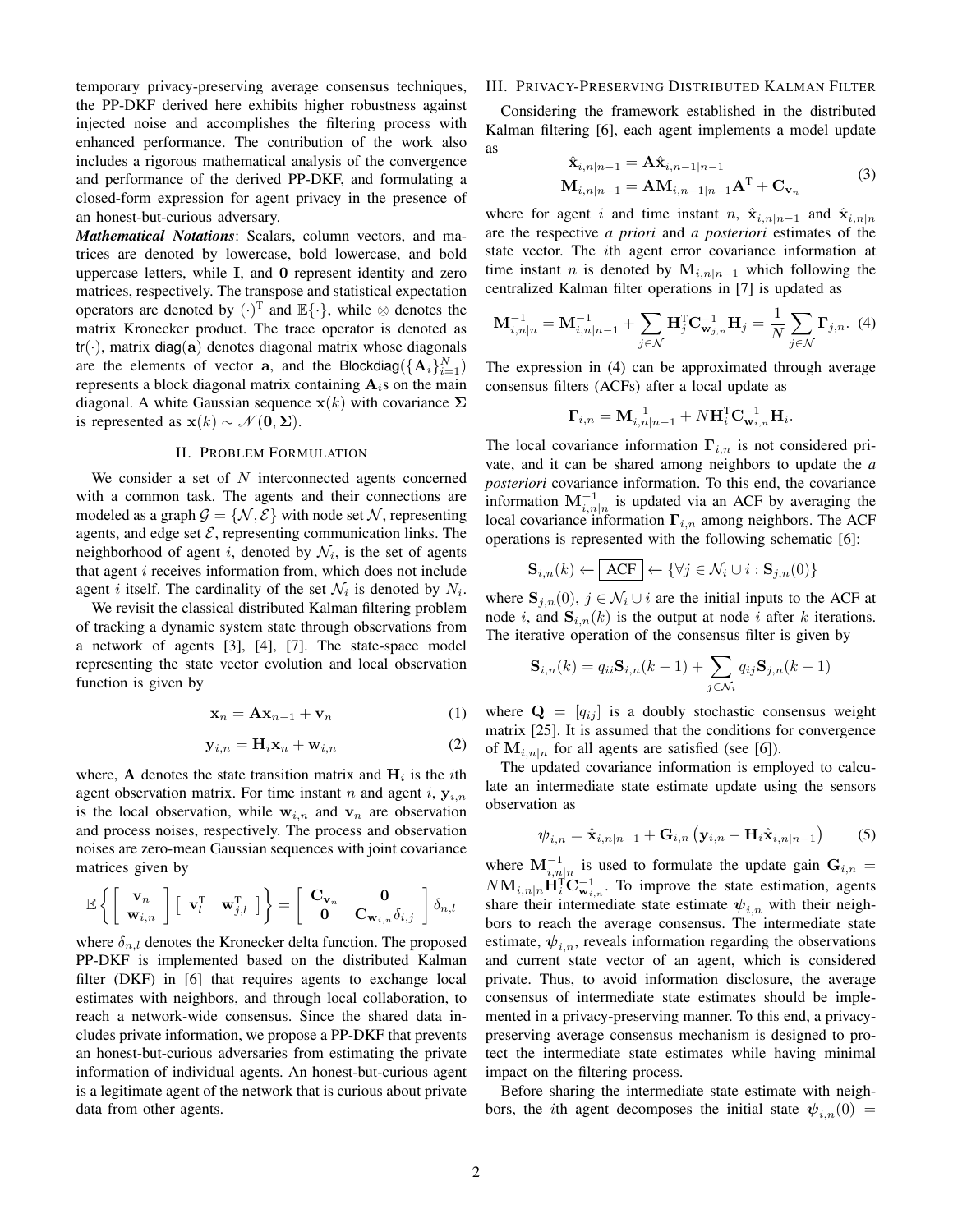temporary privacy-preserving average consensus techniques, the PP-DKF derived here exhibits higher robustness against injected noise and accomplishes the filtering process with enhanced performance. The contribution of the work also includes a rigorous mathematical analysis of the convergence and performance of the derived PP-DKF, and formulating a closed-form expression for agent privacy in the presence of an honest-but-curious adversary.

***Mathematical Notations***: Scalars, column vectors, and matrices are denoted by lowercase, bold lowercase, and bold uppercase letters, while $\mathbf{I}$, and $\mathbf{0}$ represent identity and zero matrices, respectively. The transpose and statistical expectation operators are denoted by $(\cdot)^{\mathrm{T}}$ and $\mathbb{E}\{\cdot\}$, while $\otimes$ denotes the matrix Kronecker product. The trace operator is denoted as $\mathsf{tr}(\cdot)$, matrix $\mathsf{diag}(\mathbf{a})$ denotes diagonal matrix whose diagonals are the elements of vector $\mathbf{a}$, and the $\mathsf{Blockdiag}(\{\mathbf{A}_i\}_{i=1}^N)$ represents a block diagonal matrix containing $\mathbf{A}_i$s on the main diagonal. A white Gaussian sequence $\mathbf{x}(k)$ with covariance $\mathbf{\Sigma}$ is represented as $\mathbf{x}(k) \sim \mathcal{N}(\mathbf{0}, \mathbf{\Sigma})$.

## II. Problem Formulation

We consider a set of $N$ interconnected agents concerned with a common task. The agents and their connections are modeled as a graph $\mathcal{G} = \{\mathcal{N}, \mathcal{E}\}$ with node set $\mathcal{N}$, representing agents, and edge set $\mathcal{E}$, representing communication links. The neighborhood of agent $i$, denoted by $\mathcal{N}_i$, is the set of agents that agent $i$ receives information from, which does not include agent $i$ itself. The cardinality of the set $\mathcal{N}_i$ is denoted by $N_i$.

We revisit the classical distributed Kalman filtering problem of tracking a dynamic system state through observations from a network of agents [3], [4], [7]. The state-space model representing the state vector evolution and local observation function is given by

$$\mathbf{x}_n = \mathbf{A}\mathbf{x}_{n-1} + \mathbf{v}_n \tag{1}$$

$$\mathbf{y}_{i,n} = \mathbf{H}_i\mathbf{x}_n + \mathbf{w}_{i,n} \tag{2}$$

where, $\mathbf{A}$ denotes the state transition matrix and $\mathbf{H}_i$ is the $i$th agent observation matrix. For time instant $n$ and agent $i$, $\mathbf{y}_{i,n}$ is the local observation, while $\mathbf{w}_{i,n}$ and $\mathbf{v}_n$ are observation and process noises, respectively. The process and observation noises are zero-mean Gaussian sequences with joint covariance matrices given by

$$\mathbb{E}\left\{ \begin{bmatrix} \mathbf{v}_n \\ \mathbf{w}_{i,n} \end{bmatrix} \begin{bmatrix} \mathbf{v}_l^{\mathrm{T}} & \mathbf{w}_{j,l}^{\mathrm{T}} \end{bmatrix} \right\} = \begin{bmatrix} \mathbf{C}_{\mathbf{v}_n} & \mathbf{0} \\ \mathbf{0} & \mathbf{C}_{\mathbf{w}_{i,n}}\delta_{i,j} \end{bmatrix} \delta_{n,l}$$

where $\delta_{n,l}$ denotes the Kronecker delta function. The proposed PP-DKF is implemented based on the distributed Kalman filter (DKF) in [6] that requires agents to exchange local estimates with neighbors, and through local collaboration, to reach a network-wide consensus. Since the shared data includes private information, we propose a PP-DKF that prevents an honest-but-curious adversaries from estimating the private information of individual agents. An honest-but-curious agent is a legitimate agent of the network that is curious about private data from other agents.

## III. Privacy-Preserving Distributed Kalman Filter

Considering the framework established in the distributed Kalman filtering [6], each agent implements a model update as

$$\begin{aligned} \hat{\mathbf{x}}_{i,n|n-1} &= \mathbf{A}\hat{\mathbf{x}}_{i,n-1|n-1} \\ \mathbf{M}_{i,n|n-1} &= \mathbf{A}\mathbf{M}_{i,n-1|n-1}\mathbf{A}^{\mathrm{T}} + \mathbf{C}_{\mathbf{v}_n} \end{aligned} \tag{3}$$

where for agent $i$ and time instant $n$, $\hat{\mathbf{x}}_{i,n|n-1}$ and $\hat{\mathbf{x}}_{i,n|n}$ are the respective *a priori* and *a posteriori* estimates of the state vector. The $i$th agent error covariance information at time instant $n$ is denoted by $\mathbf{M}_{i,n|n-1}$ which following the centralized Kalman filter operations in [7] is updated as

$$\mathbf{M}_{i,n|n}^{-1} = \mathbf{M}_{i,n|n-1}^{-1} + \sum_{j\in\mathcal{N}} \mathbf{H}_j^{\mathrm{T}}\mathbf{C}_{\mathbf{w}_{j,n}}^{-1}\mathbf{H}_j = \frac{1}{N}\sum_{j\in\mathcal{N}} \mathbf{\Gamma}_{j,n}. \tag{4}$$

The expression in (4) can be approximated through average consensus filters (ACFs) after a local update as

$$\mathbf{\Gamma}_{i,n} = \mathbf{M}_{i,n|n-1}^{-1} + N\mathbf{H}_i^{\mathrm{T}}\mathbf{C}_{\mathbf{w}_{i,n}}^{-1}\mathbf{H}_i.$$

The local covariance information $\mathbf{\Gamma}_{i,n}$ is not considered private, and it can be shared among neighbors to update the *a posteriori* covariance information. To this end, the covariance information $\mathbf{M}_{i,n|n}^{-1}$ is updated via an ACF by averaging the local covariance information $\mathbf{\Gamma}_{i,n}$ among neighbors. The ACF operations is represented with the following schematic [6]:

$$\mathbf{S}_{i,n}(k) \leftarrow \boxed{\text{ACF}} \leftarrow \{\forall j \in \mathcal{N}_i \cup i : \mathbf{S}_{j,n}(0)\}$$

where $\mathbf{S}_{j,n}(0)$, $j \in \mathcal{N}_i \cup i$ are the initial inputs to the ACF at node $i$, and $\mathbf{S}_{i,n}(k)$ is the output at node $i$ after $k$ iterations. The iterative operation of the consensus filter is given by

$$\mathbf{S}_{i,n}(k) = q_{ii}\mathbf{S}_{i,n}(k-1) + \sum_{j\in\mathcal{N}_i} q_{ij}\mathbf{S}_{j,n}(k-1)$$

where $\mathbf{Q} = [q_{ij}]$ is a doubly stochastic consensus weight matrix [25]. It is assumed that the conditions for convergence of $\mathbf{M}_{i,n|n}$ for all agents are satisfied (see [6]).

The updated covariance information is employed to calculate an intermediate state estimate update using the sensors observation as

$$\boldsymbol{\psi}_{i,n} = \hat{\mathbf{x}}_{i,n|n-1} + \mathbf{G}_{i,n}\left(\mathbf{y}_{i,n} - \mathbf{H}_i\hat{\mathbf{x}}_{i,n|n-1}\right) \tag{5}$$

where $\mathbf{M}_{i,n|n}^{-1}$ is used to formulate the update gain $\mathbf{G}_{i,n} = N\mathbf{M}_{i,n|n}\mathbf{H}_i^{\mathrm{T}}\mathbf{C}_{\mathbf{w}_{i,n}}^{-1}$. To improve the state estimation, agents share their intermediate state estimate $\boldsymbol{\psi}_{i,n}$ with their neighbors to reach the average consensus. The intermediate state estimate, $\boldsymbol{\psi}_{i,n}$, reveals information regarding the observations and current state vector of an agent, which is considered private. Thus, to avoid information disclosure, the average consensus of intermediate state estimates should be implemented in a privacy-preserving manner. To this end, a privacy-preserving average consensus mechanism is designed to protect the intermediate state estimates while having minimal impact on the filtering process.

Before sharing the intermediate state estimate with neighbors, the $i$th agent decomposes the initial state $\boldsymbol{\psi}_{i,n}(0) =$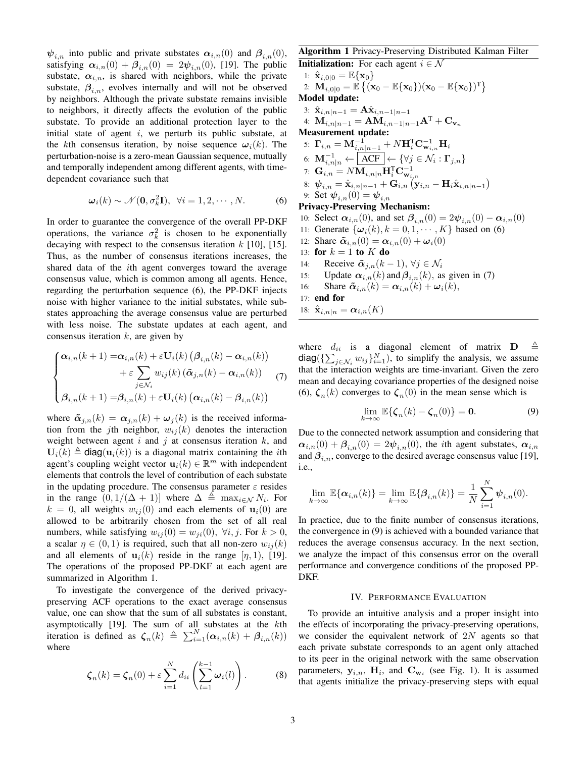$\boldsymbol{\psi}_{i,n}$ into public and private substates $\boldsymbol{\alpha}_{i,n}(0)$ and $\boldsymbol{\beta}_{i,n}(0)$, satisfying $\boldsymbol{\alpha}_{i,n}(0) + \boldsymbol{\beta}_{i,n}(0) = 2\boldsymbol{\psi}_{i,n}(0)$, [19]. The public substate, $\boldsymbol{\alpha}_{i,n}$, is shared with neighbors, while the private substate, $\boldsymbol{\beta}_{i,n}$, evolves internally and will not be observed by neighbors. Although the private substate remains invisible to neighbors, it directly affects the evolution of the public substate. To provide an additional protection layer to the initial state of agent $i$, we perturb its public substate, at the $k$th consensus iteration, by noise sequence $\boldsymbol{\omega}_i(k)$. The perturbation-noise is a zero-mean Gaussian sequence, mutually and temporally independent among different agents, with time-dependent covariance such that

$$\boldsymbol{\omega}_i(k) \sim \mathcal{N}(\mathbf{0}, \sigma_k^2 \mathbf{I}), \ \ \forall i = 1, 2, \cdots, N. \tag{6}$$

In order to guarantee the convergence of the overall PP-DKF operations, the variance $\sigma_k^2$ is chosen to be exponentially decaying with respect to the consensus iteration $k$ [10], [15]. Thus, as the number of consensus iterations increases, the shared data of the $i$th agent converges toward the average consensus value, which is common among all agents. Hence, regarding the perturbation sequence (6), the PP-DKF injects noise with higher variance to the initial substates, while substates approaching the average consensus value are perturbed with less noise. The substate updates at each agent, and consensus iteration $k$, are given by

$$\begin{cases} \boldsymbol{\alpha}_{i,n}(k+1) = \boldsymbol{\alpha}_{i,n}(k) + \varepsilon \mathbf{U}_i(k)\left(\boldsymbol{\beta}_{i,n}(k) - \boldsymbol{\alpha}_{i,n}(k)\right) \\ \qquad\qquad + \varepsilon \sum_{j \in \mathcal{N}_i} w_{ij}(k)\left(\tilde{\boldsymbol{\alpha}}_{j,n}(k) - \boldsymbol{\alpha}_{i,n}(k)\right) \\ \boldsymbol{\beta}_{i,n}(k+1) = \boldsymbol{\beta}_{i,n}(k) + \varepsilon \mathbf{U}_i(k)\left(\boldsymbol{\alpha}_{i,n}(k) - \boldsymbol{\beta}_{i,n}(k)\right) \end{cases} \tag{7}$$

where $\tilde{\boldsymbol{\alpha}}_{j,n}(k) = \boldsymbol{\alpha}_{j,n}(k) + \boldsymbol{\omega}_j(k)$ is the received information from the $j$th neighbor, $w_{ij}(k)$ denotes the interaction weight between agent $i$ and $j$ at consensus iteration $k$, and $\mathbf{U}_i(k) \triangleq \mathsf{diag}(\mathbf{u}_i(k))$ is a diagonal matrix containing the $i$th agent's coupling weight vector $\mathbf{u}_i(k) \in \mathbb{R}^m$ with independent elements that controls the level of contribution of each substate in the updating procedure. The consensus parameter $\varepsilon$ resides in the range $(0, 1/(\Delta + 1)]$ where $\Delta \triangleq \max_{i \in \mathcal{N}} N_i$. For $k = 0$, all weights $w_{ij}(0)$ and each elements of $\mathbf{u}_i(0)$ are allowed to be arbitrarily chosen from the set of all real numbers, while satisfying $w_{ij}(0) = w_{ji}(0), \ \forall i, j$. For $k > 0$, a scalar $\eta \in (0, 1)$ is required, such that all non-zero $w_{ij}(k)$ and all elements of $\mathbf{u}_i(k)$ reside in the range $[\eta, 1)$, [19]. The operations of the proposed PP-DKF at each agent are summarized in Algorithm 1.

To investigate the convergence of the derived privacy-preserving ACF operations to the exact average consensus value, one can show that the sum of all substates is constant, asymptotically [19]. The sum of all substates at the $k$th iteration is defined as $\boldsymbol{\zeta}_n(k) \triangleq \sum_{i=1}^{N}(\boldsymbol{\alpha}_{i,n}(k) + \boldsymbol{\beta}_{i,n}(k))$ where

$$\boldsymbol{\zeta}_n(k) = \boldsymbol{\zeta}_n(0) + \varepsilon \sum_{i=1}^{N} d_{ii} \left( \sum_{l=1}^{k-1} \boldsymbol{\omega}_i(l) \right). \tag{8}$$

**Algorithm 1** Privacy-Preserving Distributed Kalman Filter

**Initialization:** For each agent $i \in \mathcal{N}$

1: $\hat{\mathbf{x}}_{i,0|0} = \mathbb{E}\{\mathbf{x}_0\}$
2: $\mathbf{M}_{i,0|0} = \mathbb{E}\left\{(\mathbf{x}_0 - \mathbb{E}\{\mathbf{x}_0\})(\mathbf{x}_0 - \mathbb{E}\{\mathbf{x}_0\})^{\mathrm{T}}\right\}$

**Model update:**

3: $\hat{\mathbf{x}}_{i,n|n-1} = \mathbf{A}\hat{\mathbf{x}}_{i,n-1|n-1}$
4: $\mathbf{M}_{i,n|n-1} = \mathbf{A}\mathbf{M}_{i,n-1|n-1}\mathbf{A}^{\mathrm{T}} + \mathbf{C}_{\mathbf{v}_n}$

**Measurement update:**

5: $\boldsymbol{\Gamma}_{i,n} = \mathbf{M}_{i,n|n-1}^{-1} + N\mathbf{H}_i^{\mathrm{T}}\mathbf{C}_{\mathbf{w}_{i,n}}^{-1}\mathbf{H}_i$
6: $\mathbf{M}_{i,n|n}^{-1} \leftarrow \boxed{\text{ACF}} \leftarrow \{\forall j \in \mathcal{N}_i : \boldsymbol{\Gamma}_{j,n}\}$
7: $\mathbf{G}_{i,n} = N\mathbf{M}_{i,n|n}\mathbf{H}_i^{\mathrm{T}}\mathbf{C}_{\mathbf{w}_{i,n}}^{-1}$
8: $\boldsymbol{\psi}_{i,n} = \hat{\mathbf{x}}_{i,n|n-1} + \mathbf{G}_{i,n}\left(\mathbf{y}_{i,n} - \mathbf{H}_i\hat{\mathbf{x}}_{i,n|n-1}\right)$
9: Set $\boldsymbol{\psi}_{i,n}(0) = \boldsymbol{\psi}_{i,n}$

**Privacy-Preserving Mechanism:**

10: Select $\boldsymbol{\alpha}_{i,n}(0)$, and set $\boldsymbol{\beta}_{i,n}(0) = 2\boldsymbol{\psi}_{i,n}(0) - \boldsymbol{\alpha}_{i,n}(0)$
11: Generate $\{\boldsymbol{\omega}_i(k), k = 0, 1, \cdots, K\}$ based on (6)
12: Share $\tilde{\boldsymbol{\alpha}}_{i,n}(0) = \boldsymbol{\alpha}_{i,n}(0) + \boldsymbol{\omega}_i(0)$
13: **for** $k = 1$ **to** $K$ **do**
14: Receive $\tilde{\boldsymbol{\alpha}}_{j,n}(k-1), \ \forall j \in \mathcal{N}_i$
15: Update $\boldsymbol{\alpha}_{i,n}(k)$ and $\boldsymbol{\beta}_{i,n}(k)$, as given in (7)
16: Share $\tilde{\boldsymbol{\alpha}}_{i,n}(k) = \boldsymbol{\alpha}_{i,n}(k) + \boldsymbol{\omega}_i(k)$,
17: **end for**
18: $\hat{\mathbf{x}}_{i,n|n} = \boldsymbol{\alpha}_{i,n}(K)$

where $d_{ii}$ is a diagonal element of matrix $\mathbf{D} \triangleq \mathsf{diag}(\{\sum_{j \in \mathcal{N}_i} w_{ij}\}_{i=1}^{N})$, to simplify the analysis, we assume that the interaction weights are time-invariant. Given the zero mean and decaying covariance properties of the designed noise (6), $\boldsymbol{\zeta}_n(k)$ converges to $\boldsymbol{\zeta}_n(0)$ in the mean sense which is

$$\lim_{k \to \infty} \mathbb{E}\{\boldsymbol{\zeta}_n(k) - \boldsymbol{\zeta}_n(0)\} = \mathbf{0}. \tag{9}$$

Due to the connected network assumption and considering that $\boldsymbol{\alpha}_{i,n}(0) + \boldsymbol{\beta}_{i,n}(0) = 2\boldsymbol{\psi}_{i,n}(0)$, the $i$th agent substates, $\boldsymbol{\alpha}_{i,n}$ and $\boldsymbol{\beta}_{i,n}$, converge to the desired average consensus value [19], i.e.,

$$\lim_{k \to \infty} \mathbb{E}\{\boldsymbol{\alpha}_{i,n}(k)\} = \lim_{k \to \infty} \mathbb{E}\{\boldsymbol{\beta}_{i,n}(k)\} = \frac{1}{N}\sum_{i=1}^{N} \boldsymbol{\psi}_{i,n}(0).$$

In practice, due to the finite number of consensus iterations, the convergence in (9) is achieved with a bounded variance that reduces the average consensus accuracy. In the next section, we analyze the impact of this consensus error on the overall performance and convergence conditions of the proposed PP-DKF.

## IV. Performance Evaluation

To provide an intuitive analysis and a proper insight into the effects of incorporating the privacy-preserving operations, we consider the equivalent network of $2N$ agents so that each private substate corresponds to an agent only attached to its peer in the original network with the same observation parameters, $\mathbf{y}_{i,n}$, $\mathbf{H}_i$, and $\mathbf{C}_{\mathbf{w}_i}$ (see Fig. 1). It is assumed that agents initialize the privacy-preserving steps with equal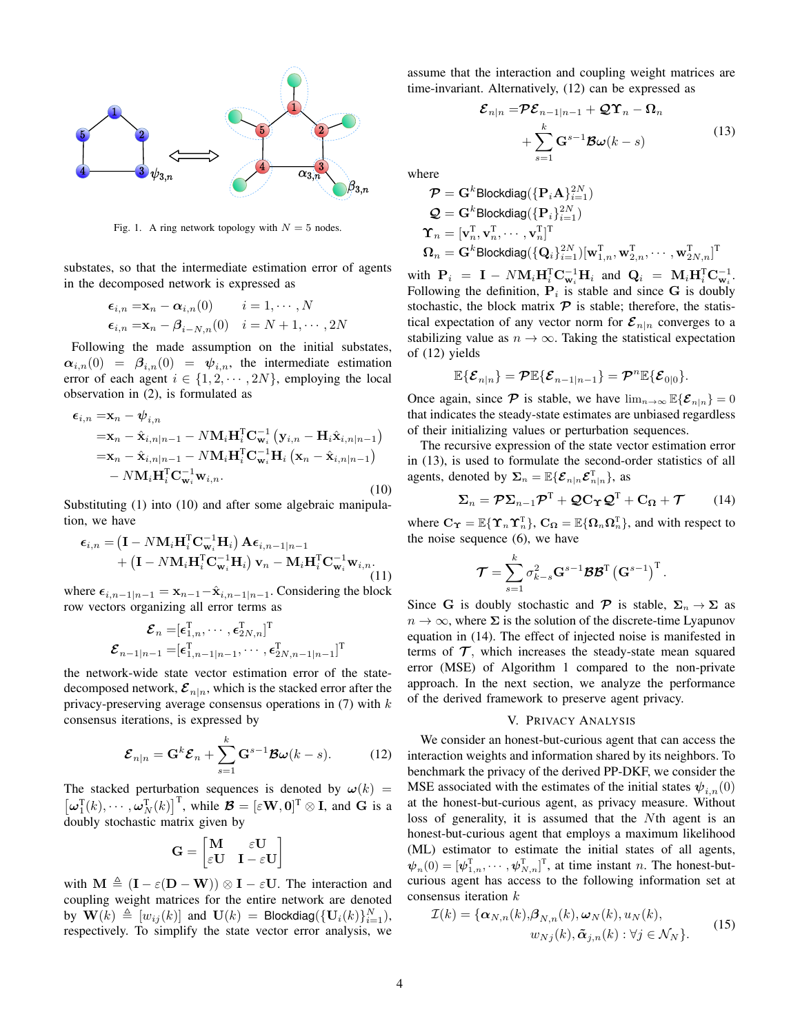Fig. 1. A ring network topology with $N = 5$ nodes.

substates, so that the intermediate estimation error of agents in the decomposed network is expressed as

$$
\begin{aligned}
\boldsymbol{\epsilon}_{i,n} &= \mathbf{x}_n - \boldsymbol{\alpha}_{i,n}(0) \qquad i = 1, \cdots, N \\
\boldsymbol{\epsilon}_{i,n} &= \mathbf{x}_n - \boldsymbol{\beta}_{i-N,n}(0) \quad i = N+1, \cdots, 2N
\end{aligned}
$$

Following the made assumption on the initial substates, $\boldsymbol{\alpha}_{i,n}(0) = \boldsymbol{\beta}_{i,n}(0) = \boldsymbol{\psi}_{i,n}$, the intermediate estimation error of each agent $i \in \{1, 2, \cdots, 2N\}$, employing the local observation in (2), is formulated as

$$
\begin{aligned}
\boldsymbol{\epsilon}_{i,n} =& \mathbf{x}_n - \boldsymbol{\psi}_{i,n} \\
=& \mathbf{x}_n - \hat{\mathbf{x}}_{i,n|n-1} - N\mathbf{M}_i\mathbf{H}_i^{\mathrm{T}}\mathbf{C}_{\mathbf{w}_i}^{-1}\left(\mathbf{y}_{i,n} - \mathbf{H}_i\hat{\mathbf{x}}_{i,n|n-1}\right) \\
=& \mathbf{x}_n - \hat{\mathbf{x}}_{i,n|n-1} - N\mathbf{M}_i\mathbf{H}_i^{\mathrm{T}}\mathbf{C}_{\mathbf{w}_i}^{-1}\mathbf{H}_i\left(\mathbf{x}_n - \hat{\mathbf{x}}_{i,n|n-1}\right) \\
& - N\mathbf{M}_i\mathbf{H}_i^{\mathrm{T}}\mathbf{C}_{\mathbf{w}_i}^{-1}\mathbf{w}_{i,n}.
\end{aligned} \tag{10}
$$

Substituting (1) into (10) and after some algebraic manipulation, we have

$$
\begin{aligned}
\boldsymbol{\epsilon}_{i,n} =& \left(\mathbf{I} - N\mathbf{M}_i\mathbf{H}_i^{\mathrm{T}}\mathbf{C}_{\mathbf{w}_i}^{-1}\mathbf{H}_i\right)\mathbf{A}\boldsymbol{\epsilon}_{i,n-1|n-1} \\
& + \left(\mathbf{I} - N\mathbf{M}_i\mathbf{H}_i^{\mathrm{T}}\mathbf{C}_{\mathbf{w}_i}^{-1}\mathbf{H}_i\right)\mathbf{v}_n - \mathbf{M}_i\mathbf{H}_i^{\mathrm{T}}\mathbf{C}_{\mathbf{w}_i}^{-1}\mathbf{w}_{i,n}.
\end{aligned} \tag{11}
$$

where $\boldsymbol{\epsilon}_{i,n-1|n-1} = \mathbf{x}_{n-1} - \hat{\mathbf{x}}_{i,n-1|n-1}$. Considering the block row vectors organizing all error terms as

$$
\begin{aligned}
\boldsymbol{\mathcal{E}}_n &= [\boldsymbol{\epsilon}_{1,n}^{\mathrm{T}}, \cdots, \boldsymbol{\epsilon}_{2N,n}^{\mathrm{T}}]^{\mathrm{T}} \\
\boldsymbol{\mathcal{E}}_{n-1|n-1} &= [\boldsymbol{\epsilon}_{1,n-1|n-1}^{\mathrm{T}}, \cdots, \boldsymbol{\epsilon}_{2N,n-1|n-1}^{\mathrm{T}}]^{\mathrm{T}}
\end{aligned}
$$

the network-wide state vector estimation error of the state-decomposed network, $\boldsymbol{\mathcal{E}}_{n|n}$, which is the stacked error after the privacy-preserving average consensus operations in (7) with $k$ consensus iterations, is expressed by

$$
\boldsymbol{\mathcal{E}}_{n|n} = \mathbf{G}^k\boldsymbol{\mathcal{E}}_n + \sum_{s=1}^{k}\mathbf{G}^{s-1}\boldsymbol{\mathcal{B}}\boldsymbol{\omega}(k-s). \tag{12}
$$

The stacked perturbation sequences is denoted by $\boldsymbol{\omega}(k) = \left[\boldsymbol{\omega}_1^{\mathrm{T}}(k), \cdots, \boldsymbol{\omega}_N^{\mathrm{T}}(k)\right]^{\mathrm{T}}$, while $\boldsymbol{\mathcal{B}} = [\varepsilon\mathbf{W}, \mathbf{0}]^{\mathrm{T}} \otimes \mathbf{I}$, and $\mathbf{G}$ is a doubly stochastic matrix given by

$$
\mathbf{G} = \begin{bmatrix} \mathbf{M} & \varepsilon\mathbf{U} \\ \varepsilon\mathbf{U} & \mathbf{I} - \varepsilon\mathbf{U} \end{bmatrix}
$$

with $\mathbf{M} \triangleq (\mathbf{I} - \varepsilon(\mathbf{D} - \mathbf{W})) \otimes \mathbf{I} - \varepsilon\mathbf{U}$. The interaction and coupling weight matrices for the entire network are denoted by $\mathbf{W}(k) \triangleq [w_{ij}(k)]$ and $\mathbf{U}(k) = \mathsf{Blockdiag}(\{\mathbf{U}_i(k)\}_{i=1}^N)$, respectively. To simplify the state vector error analysis, we assume that the interaction and coupling weight matrices are time-invariant. Alternatively, (12) can be expressed as

$$
\begin{aligned}
\boldsymbol{\mathcal{E}}_{n|n} =& \boldsymbol{\mathcal{P}}\boldsymbol{\mathcal{E}}_{n-1|n-1} + \boldsymbol{\mathcal{Q}}\boldsymbol{\Upsilon}_n - \boldsymbol{\Omega}_n \\
& + \sum_{s=1}^{k}\mathbf{G}^{s-1}\boldsymbol{\mathcal{B}}\boldsymbol{\omega}(k-s)
\end{aligned} \tag{13}
$$

where

$$
\begin{aligned}
\boldsymbol{\mathcal{P}} &= \mathbf{G}^k\mathsf{Blockdiag}(\{\mathbf{P}_i\mathbf{A}\}_{i=1}^{2N}) \\
\boldsymbol{\mathcal{Q}} &= \mathbf{G}^k\mathsf{Blockdiag}(\{\mathbf{P}_i\}_{i=1}^{2N}) \\
\boldsymbol{\Upsilon}_n &= [\mathbf{v}_n^{\mathrm{T}}, \mathbf{v}_n^{\mathrm{T}}, \cdots, \mathbf{v}_n^{\mathrm{T}}]^{\mathrm{T}} \\
\boldsymbol{\Omega}_n &= \mathbf{G}^k\mathsf{Blockdiag}(\{\mathbf{Q}_i\}_{i=1}^{2N})[\mathbf{w}_{1,n}^{\mathrm{T}}, \mathbf{w}_{2,n}^{\mathrm{T}}, \cdots, \mathbf{w}_{2N,n}^{\mathrm{T}}]^{\mathrm{T}}
\end{aligned}
$$

with $\mathbf{P}_i = \mathbf{I} - N\mathbf{M}_i\mathbf{H}_i^{\mathrm{T}}\mathbf{C}_{\mathbf{w}_i}^{-1}\mathbf{H}_i$ and $\mathbf{Q}_i = \mathbf{M}_i\mathbf{H}_i^{\mathrm{T}}\mathbf{C}_{\mathbf{w}_i}^{-1}$. Following the definition, $\mathbf{P}_i$ is stable and since $\mathbf{G}$ is doubly stochastic, the block matrix $\boldsymbol{\mathcal{P}}$ is stable; therefore, the statistical expectation of any vector norm for $\boldsymbol{\mathcal{E}}_{n|n}$ converges to a stabilizing value as $n \to \infty$. Taking the statistical expectation of (12) yields

$$
\mathbb{E}\{\boldsymbol{\mathcal{E}}_{n|n}\} = \boldsymbol{\mathcal{P}}\mathbb{E}\{\boldsymbol{\mathcal{E}}_{n-1|n-1}\} = \boldsymbol{\mathcal{P}}^n\mathbb{E}\{\boldsymbol{\mathcal{E}}_{0|0}\}.
$$

Once again, since $\boldsymbol{\mathcal{P}}$ is stable, we have $\lim_{n\to\infty}\mathbb{E}\{\boldsymbol{\mathcal{E}}_{n|n}\} = 0$ that indicates the steady-state estimates are unbiased regardless of their initializing values or perturbation sequences.

The recursive expression of the state vector estimation error in (13), is used to formulate the second-order statistics of all agents, denoted by $\boldsymbol{\Sigma}_n = \mathbb{E}\{\boldsymbol{\mathcal{E}}_{n|n}\boldsymbol{\mathcal{E}}_{n|n}^{\mathrm{T}}\}$, as

$$
\boldsymbol{\Sigma}_n = \boldsymbol{\mathcal{P}}\boldsymbol{\Sigma}_{n-1}\boldsymbol{\mathcal{P}}^{\mathrm{T}} + \boldsymbol{\mathcal{Q}}\mathbf{C}_{\boldsymbol{\Upsilon}}\boldsymbol{\mathcal{Q}}^{\mathrm{T}} + \mathbf{C}_{\boldsymbol{\Omega}} + \boldsymbol{\mathcal{T}} \tag{14}
$$

where $\mathbf{C}_{\boldsymbol{\Upsilon}} = \mathbb{E}\{\boldsymbol{\Upsilon}_n\boldsymbol{\Upsilon}_n^{\mathrm{T}}\}$, $\mathbf{C}_{\boldsymbol{\Omega}} = \mathbb{E}\{\boldsymbol{\Omega}_n\boldsymbol{\Omega}_n^{\mathrm{T}}\}$, and with respect to the noise sequence (6), we have

$$
\boldsymbol{\mathcal{T}} = \sum_{s=1}^{k}\sigma_{k-s}^2\mathbf{G}^{s-1}\boldsymbol{\mathcal{B}}\boldsymbol{\mathcal{B}}^{\mathrm{T}}\left(\mathbf{G}^{s-1}\right)^{\mathrm{T}}.
$$

Since $\mathbf{G}$ is doubly stochastic and $\boldsymbol{\mathcal{P}}$ is stable, $\boldsymbol{\Sigma}_n \to \boldsymbol{\Sigma}$ as $n \to \infty$, where $\boldsymbol{\Sigma}$ is the solution of the discrete-time Lyapunov equation in (14). The effect of injected noise is manifested in terms of $\boldsymbol{\mathcal{T}}$, which increases the steady-state mean squared error (MSE) of Algorithm 1 compared to the non-private approach. In the next section, we analyze the performance of the derived framework to preserve agent privacy.

## V. Privacy Analysis

We consider an honest-but-curious agent that can access the interaction weights and information shared by its neighbors. To benchmark the privacy of the derived PP-DKF, we consider the MSE associated with the estimates of the initial states $\boldsymbol{\psi}_{i,n}(0)$ at the honest-but-curious agent, as privacy measure. Without loss of generality, it is assumed that the $N$th agent is an honest-but-curious agent that employs a maximum likelihood (ML) estimator to estimate the initial states of all agents, $\boldsymbol{\psi}_n(0) = [\boldsymbol{\psi}_{1,n}^{\mathrm{T}}, \cdots, \boldsymbol{\psi}_{N,n}^{\mathrm{T}}]^{\mathrm{T}}$, at time instant $n$. The honest-but-curious agent has access to the following information set at consensus iteration $k$

$$
\begin{aligned}
\mathcal{I}(k) = \{&\boldsymbol{\alpha}_{N,n}(k), \boldsymbol{\beta}_{N,n}(k), \boldsymbol{\omega}_N(k), u_N(k), \\
& w_{Nj}(k), \tilde{\boldsymbol{\alpha}}_{j,n}(k) : \forall j \in \mathcal{N}_N\}.
\end{aligned} \tag{15}
$$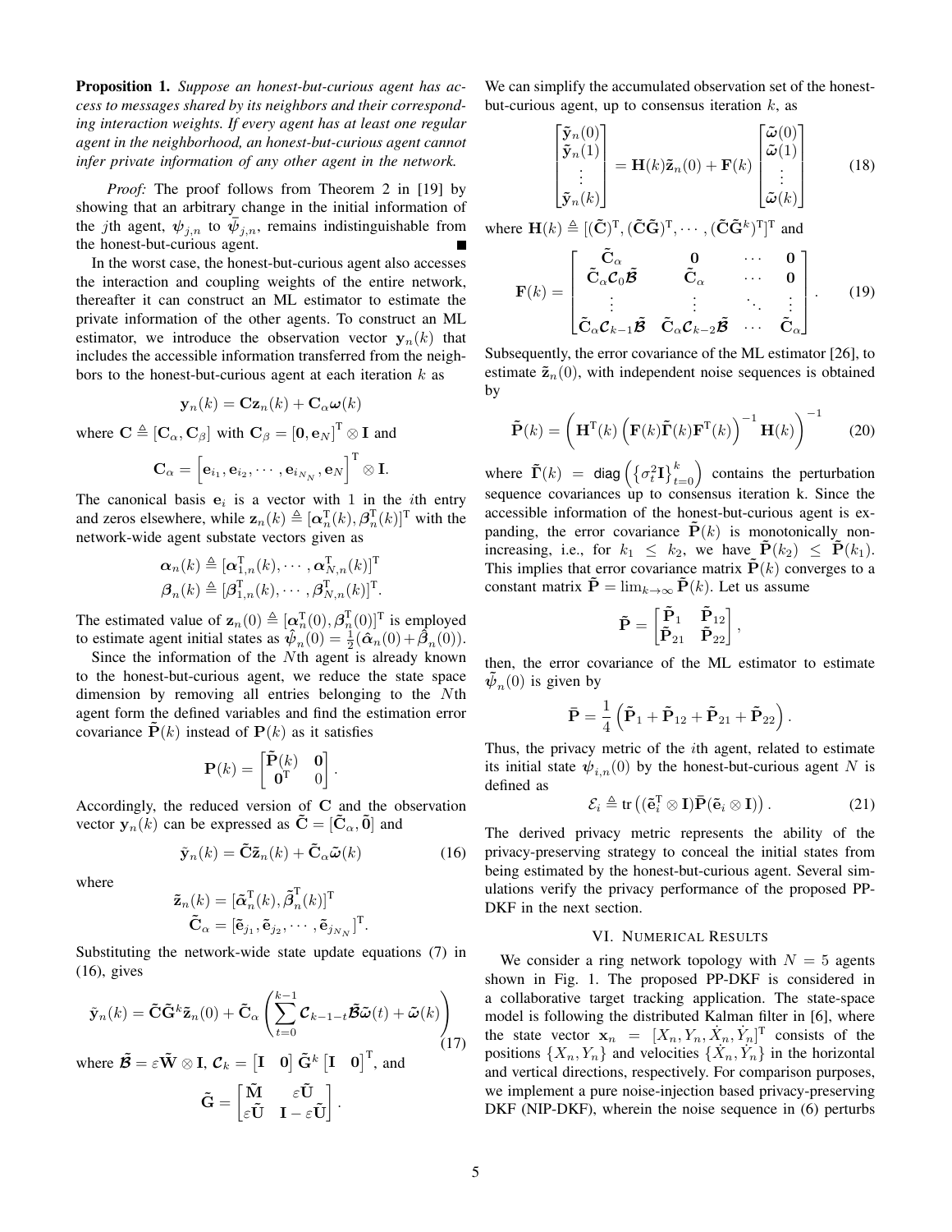**Proposition 1.** *Suppose an honest-but-curious agent has access to messages shared by its neighbors and their corresponding interaction weights. If every agent has at least one regular agent in the neighborhood, an honest-but-curious agent cannot infer private information of any other agent in the network.*

*Proof:* The proof follows from Theorem 2 in [19] by showing that an arbitrary change in the initial information of the $j$th agent, $\boldsymbol{\psi}_{j,n}$ to $\bar{\boldsymbol{\psi}}_{j,n}$, remains indistinguishable from the honest-but-curious agent. ∎

In the worst case, the honest-but-curious agent also accesses the interaction and coupling weights of the entire network, thereafter it can construct an ML estimator to estimate the private information of the other agents. To construct an ML estimator, we introduce the observation vector $\mathbf{y}_n(k)$ that includes the accessible information transferred from the neighbors to the honest-but-curious agent at each iteration $k$ as

$$\mathbf{y}_n(k) = \mathbf{C}\mathbf{z}_n(k) + \mathbf{C}_\alpha \boldsymbol{\omega}(k)$$

where $\mathbf{C} \triangleq [\mathbf{C}_\alpha, \mathbf{C}_\beta]$ with $\mathbf{C}_\beta = [\mathbf{0}, \mathbf{e}_N]^{\mathrm{T}} \otimes \mathbf{I}$ and

$$\mathbf{C}_\alpha = \left[\mathbf{e}_{i_1}, \mathbf{e}_{i_2}, \cdots, \mathbf{e}_{i_{N_N}}, \mathbf{e}_N\right]^{\mathrm{T}} \otimes \mathbf{I}.$$

The canonical basis $\mathbf{e}_i$ is a vector with 1 in the $i$th entry and zeros elsewhere, while $\mathbf{z}_n(k) \triangleq [\boldsymbol{\alpha}_n^{\mathrm{T}}(k), \boldsymbol{\beta}_n^{\mathrm{T}}(k)]^{\mathrm{T}}$ with the network-wide agent substate vectors given as

$$\boldsymbol{\alpha}_n(k) \triangleq [\boldsymbol{\alpha}_{1,n}^{\mathrm{T}}(k), \cdots, \boldsymbol{\alpha}_{N,n}^{\mathrm{T}}(k)]^{\mathrm{T}}$$
$$\boldsymbol{\beta}_n(k) \triangleq [\boldsymbol{\beta}_{1,n}^{\mathrm{T}}(k), \cdots, \boldsymbol{\beta}_{N,n}^{\mathrm{T}}(k)]^{\mathrm{T}}.$$

The estimated value of $\mathbf{z}_n(0) \triangleq [\boldsymbol{\alpha}_n^{\mathrm{T}}(0), \boldsymbol{\beta}_n^{\mathrm{T}}(0)]^{\mathrm{T}}$ is employed to estimate agent initial states as $\hat{\boldsymbol{\psi}}_n(0) = \frac{1}{2}(\hat{\boldsymbol{\alpha}}_n(0) + \hat{\boldsymbol{\beta}}_n(0))$.

Since the information of the $N$th agent is already known to the honest-but-curious agent, we reduce the state space dimension by removing all entries belonging to the $N$th agent form the defined variables and find the estimation error covariance $\tilde{\mathbf{P}}(k)$ instead of $\mathbf{P}(k)$ as it satisfies

$$\mathbf{P}(k) = \begin{bmatrix} \tilde{\mathbf{P}}(k) & \mathbf{0} \\ \mathbf{0}^{\mathrm{T}} & 0 \end{bmatrix}.$$

Accordingly, the reduced version of $\mathbf{C}$ and the observation vector $\mathbf{y}_n(k)$ can be expressed as $\tilde{\mathbf{C}} = [\tilde{\mathbf{C}}_\alpha, \tilde{\mathbf{0}}]$ and

$$\tilde{\mathbf{y}}_n(k) = \tilde{\mathbf{C}}\tilde{\mathbf{z}}_n(k) + \tilde{\mathbf{C}}_\alpha \tilde{\boldsymbol{\omega}}(k) \tag{16}$$

where

$$\tilde{\mathbf{z}}_n(k) = [\tilde{\boldsymbol{\alpha}}_n^{\mathrm{T}}(k), \tilde{\boldsymbol{\beta}}_n^{\mathrm{T}}(k)]^{\mathrm{T}}$$
$$\tilde{\mathbf{C}}_\alpha = [\tilde{\mathbf{e}}_{j_1}, \tilde{\mathbf{e}}_{j_2}, \cdots, \tilde{\mathbf{e}}_{j_{N_N}}]^{\mathrm{T}}.$$

Substituting the network-wide state update equations (7) in (16), gives

$$\tilde{\mathbf{y}}_n(k) = \tilde{\mathbf{C}}\tilde{\mathbf{G}}^k \tilde{\mathbf{z}}_n(0) + \tilde{\mathbf{C}}_\alpha \left( \sum_{t=0}^{k-1} \boldsymbol{\mathcal{C}}_{k-1-t} \tilde{\boldsymbol{\mathcal{B}}} \tilde{\boldsymbol{\omega}}(t) + \tilde{\boldsymbol{\omega}}(k) \right) \tag{17}$$

where $\tilde{\boldsymbol{\mathcal{B}}} = \varepsilon \tilde{\mathbf{W}} \otimes \mathbf{I}$, $\boldsymbol{\mathcal{C}}_k = \begin{bmatrix} \mathbf{I} & \mathbf{0} \end{bmatrix} \tilde{\mathbf{G}}^k \begin{bmatrix} \mathbf{I} & \mathbf{0} \end{bmatrix}^{\mathrm{T}}$, and

$$\tilde{\mathbf{G}} = \begin{bmatrix} \tilde{\mathbf{M}} & \varepsilon \tilde{\mathbf{U}} \\ \varepsilon \tilde{\mathbf{U}} & \mathbf{I} - \varepsilon \tilde{\mathbf{U}} \end{bmatrix}.$$

We can simplify the accumulated observation set of the honest-but-curious agent, up to consensus iteration $k$, as

$$\begin{bmatrix} \tilde{\mathbf{y}}_n(0) \\ \tilde{\mathbf{y}}_n(1) \\ \vdots \\ \tilde{\mathbf{y}}_n(k) \end{bmatrix} = \mathbf{H}(k)\tilde{\mathbf{z}}_n(0) + \mathbf{F}(k) \begin{bmatrix} \tilde{\boldsymbol{\omega}}(0) \\ \tilde{\boldsymbol{\omega}}(1) \\ \vdots \\ \tilde{\boldsymbol{\omega}}(k) \end{bmatrix} \tag{18}$$

where $\mathbf{H}(k) \triangleq [(\tilde{\mathbf{C}})^{\mathrm{T}}, (\tilde{\mathbf{C}}\tilde{\mathbf{G}})^{\mathrm{T}}, \cdots, (\tilde{\mathbf{C}}\tilde{\mathbf{G}}^k)^{\mathrm{T}}]^{\mathrm{T}}$ and

$$\mathbf{F}(k) = \begin{bmatrix} \tilde{\mathbf{C}}_\alpha & \mathbf{0} & \cdots & \mathbf{0} \\ \tilde{\mathbf{C}}_\alpha \boldsymbol{\mathcal{C}}_0 \tilde{\boldsymbol{\mathcal{B}}} & \tilde{\mathbf{C}}_\alpha & \cdots & \mathbf{0} \\ \vdots & \vdots & \ddots & \vdots \\ \tilde{\mathbf{C}}_\alpha \boldsymbol{\mathcal{C}}_{k-1} \tilde{\boldsymbol{\mathcal{B}}} & \tilde{\mathbf{C}}_\alpha \boldsymbol{\mathcal{C}}_{k-2} \tilde{\boldsymbol{\mathcal{B}}} & \cdots & \tilde{\mathbf{C}}_\alpha \end{bmatrix}. \tag{19}$$

Subsequently, the error covariance of the ML estimator [26], to estimate $\tilde{\mathbf{z}}_n(0)$, with independent noise sequences is obtained by

$$\tilde{\mathbf{P}}(k) = \left( \mathbf{H}^{\mathrm{T}}(k) \left( \mathbf{F}(k) \tilde{\boldsymbol{\Gamma}}(k) \mathbf{F}^{\mathrm{T}}(k) \right)^{-1} \mathbf{H}(k) \right)^{-1} \tag{20}$$

where $\tilde{\boldsymbol{\Gamma}}(k) = \mathsf{diag}\left( \left\{ \sigma_t^2 \mathbf{I} \right\}_{t=0}^{k} \right)$ contains the perturbation sequence covariances up to consensus iteration k. Since the accessible information of the honest-but-curious agent is expanding, the error covariance $\tilde{\mathbf{P}}(k)$ is monotonically non-increasing, i.e., for $k_1 \le k_2$, we have $\tilde{\mathbf{P}}(k_2) \le \tilde{\mathbf{P}}(k_1)$. This implies that error covariance matrix $\tilde{\mathbf{P}}(k)$ converges to a constant matrix $\tilde{\mathbf{P}} = \lim_{k \to \infty} \tilde{\mathbf{P}}(k)$. Let us assume

$$\tilde{\mathbf{P}} = \begin{bmatrix} \tilde{\mathbf{P}}_1 & \tilde{\mathbf{P}}_{12} \\ \tilde{\mathbf{P}}_{21} & \tilde{\mathbf{P}}_{22} \end{bmatrix},$$

then, the error covariance of the ML estimator to estimate $\tilde{\boldsymbol{\psi}}_n(0)$ is given by

$$\bar{\mathbf{P}} = \frac{1}{4} \left( \tilde{\mathbf{P}}_1 + \tilde{\mathbf{P}}_{12} + \tilde{\mathbf{P}}_{21} + \tilde{\mathbf{P}}_{22} \right).$$

Thus, the privacy metric of the $i$th agent, related to estimate its initial state $\boldsymbol{\psi}_{i,n}(0)$ by the honest-but-curious agent $N$ is defined as

$$\mathcal{E}_i \triangleq \mathsf{tr}\left( (\tilde{\mathbf{e}}_i^{\mathrm{T}} \otimes \mathbf{I}) \bar{\mathbf{P}} (\tilde{\mathbf{e}}_i \otimes \mathbf{I}) \right). \tag{21}$$

The derived privacy metric represents the ability of the privacy-preserving strategy to conceal the initial states from being estimated by the honest-but-curious agent. Several simulations verify the privacy performance of the proposed PP-DKF in the next section.

## VI. Numerical Results

We consider a ring network topology with $N = 5$ agents shown in Fig. 1. The proposed PP-DKF is considered in a collaborative target tracking application. The state-space model is following the distributed Kalman filter in [6], where the state vector $\mathbf{x}_n = [X_n, Y_n, \dot{X}_n, \dot{Y}_n]^{\mathrm{T}}$ consists of the positions $\{X_n, Y_n\}$ and velocities $\{\dot{X}_n, \dot{Y}_n\}$ in the horizontal and vertical directions, respectively. For comparison purposes, we implement a pure noise-injection based privacy-preserving DKF (NIP-DKF), wherein the noise sequence in (6) perturbs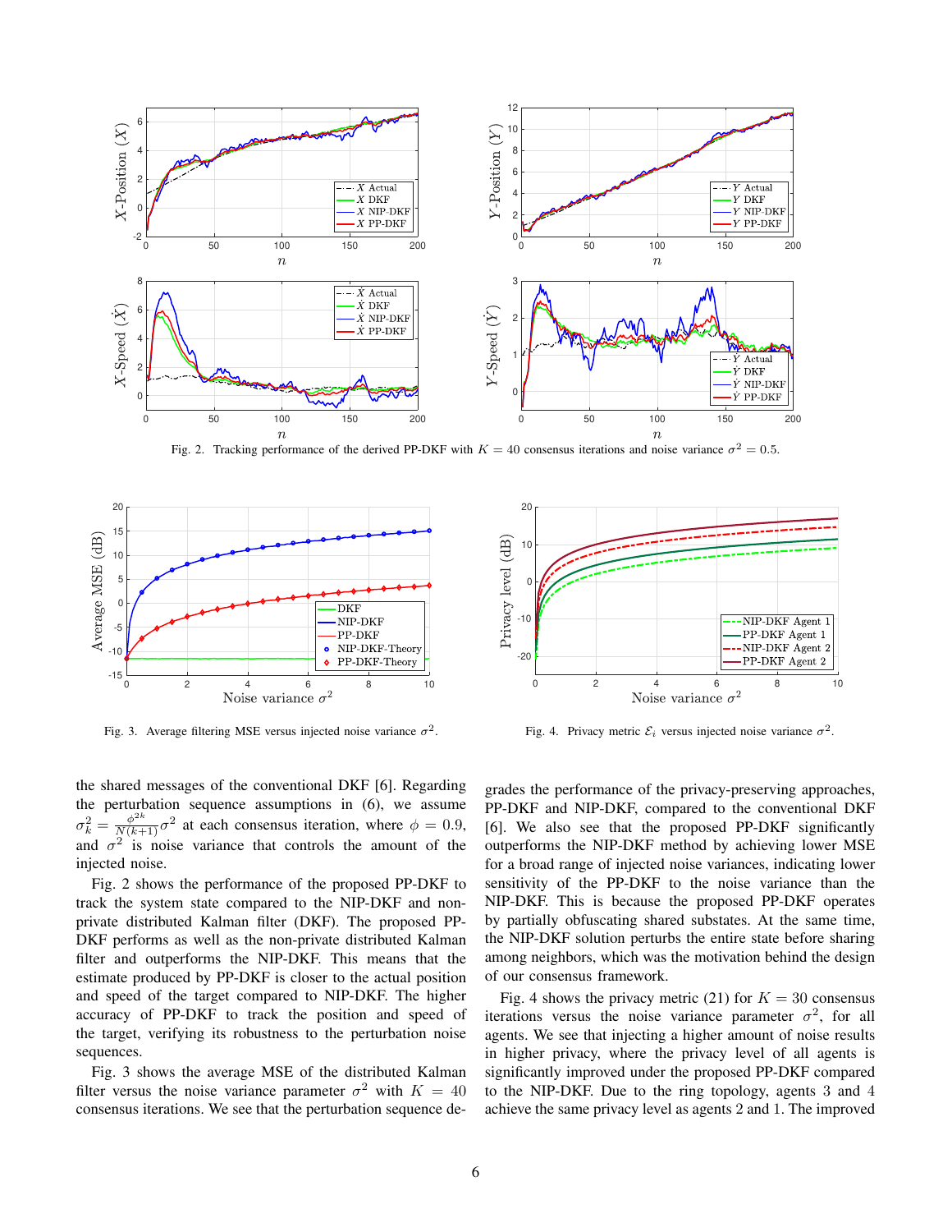X-Position ($X$)

6

4

2

0

-2

0 50 100 150 200

$n$

$X$ Actual
$X$ DKF
$X$ NIP-DKF
$X$ PP-DKF

$Y$-Position ($Y$)

12

10

8

6

4

2

0

0 50 100 150 200

$n$

$Y$ Actual
$Y$ DKF
$Y$ NIP-DKF
$Y$ PP-DKF

$X$-Speed ($\dot{X}$)

8

6

4

2

0

0 50 100 150 200

$n$

$\dot{X}$ Actual
$\dot{X}$ DKF
$\dot{X}$ NIP-DKF
$\dot{X}$ PP-DKF

$Y$-Speed ($\dot{Y}$)

3

2

1

0

0 50 100 150 200

$n$

$\dot{Y}$ Actual
$\dot{Y}$ DKF
$\dot{Y}$ NIP-DKF
$\dot{Y}$ PP-DKF

Fig. 2. Tracking performance of the derived PP-DKF with $K = 40$ consensus iterations and noise variance $\sigma^2 = 0.5$.

Average MSE (dB)

20

15

10

5

0

-5

-10

-15

0 2 4 6 8 10

Noise variance $\sigma^2$

DKF
NIP-DKF
PP-DKF
NIP-DKF-Theory
PP-DKF-Theory

Fig. 3. Average filtering MSE versus injected noise variance $\sigma^2$.

Privacy level (dB)

20

10

0

-10

-20

0 2 4 6 8 10

Noise variance $\sigma^2$

NIP-DKF Agent 1
PP-DKF Agent 1
NIP-DKF Agent 2
PP-DKF Agent 2

Fig. 4. Privacy metric $\mathcal{E}_i$ versus injected noise variance $\sigma^2$.

the shared messages of the conventional DKF [6]. Regarding the perturbation sequence assumptions in (6), we assume $\sigma_k^2 = \frac{\phi^{2k}}{N(k+1)}\sigma^2$ at each consensus iteration, where $\phi = 0.9$, and $\sigma^2$ is noise variance that controls the amount of the injected noise.

Fig. 2 shows the performance of the proposed PP-DKF to track the system state compared to the NIP-DKF and non-private distributed Kalman filter (DKF). The proposed PP-DKF performs as well as the non-private distributed Kalman filter and outperforms the NIP-DKF. This means that the estimate produced by PP-DKF is closer to the actual position and speed of the target compared to NIP-DKF. The higher accuracy of PP-DKF to track the position and speed of the target, verifying its robustness to the perturbation noise sequences.

Fig. 3 shows the average MSE of the distributed Kalman filter versus the noise variance parameter $\sigma^2$ with $K = 40$ consensus iterations. We see that the perturbation sequence degrades the performance of the privacy-preserving approaches, PP-DKF and NIP-DKF, compared to the conventional DKF [6]. We also see that the proposed PP-DKF significantly outperforms the NIP-DKF method by achieving lower MSE for a broad range of injected noise variances, indicating lower sensitivity of the PP-DKF to the noise variance than the NIP-DKF. This is because the proposed PP-DKF operates by partially obfuscating shared substates. At the same time, the NIP-DKF solution perturbs the entire state before sharing among neighbors, which was the motivation behind the design of our consensus framework.

Fig. 4 shows the privacy metric (21) for $K = 30$ consensus iterations versus the noise variance parameter $\sigma^2$, for all agents. We see that injecting a higher amount of noise results in higher privacy, where the privacy level of all agents is significantly improved under the proposed PP-DKF compared to the NIP-DKF. Due to the ring topology, agents 3 and 4 achieve the same privacy level as agents 2 and 1. The improved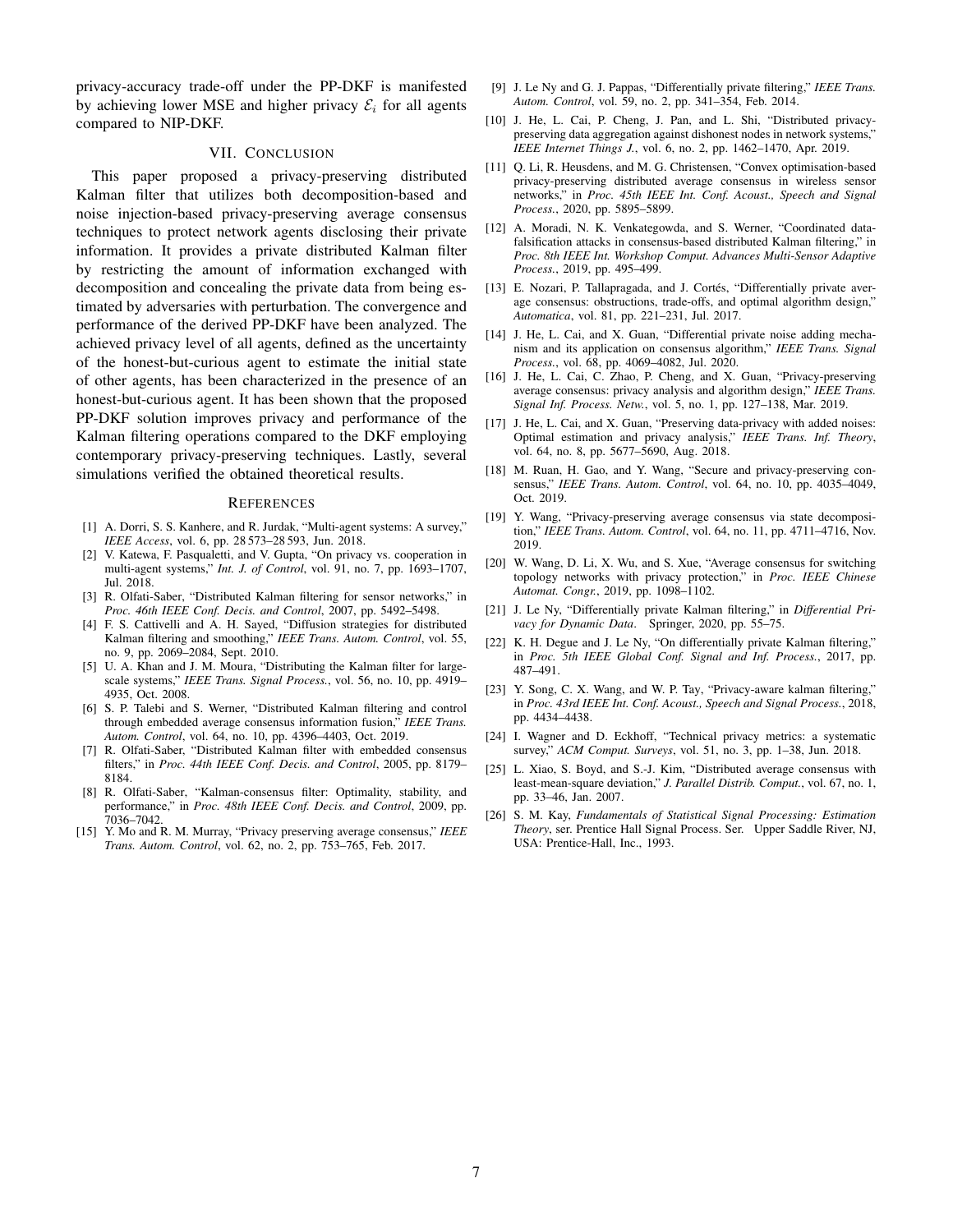privacy-accuracy trade-off under the PP-DKF is manifested by achieving lower MSE and higher privacy $\mathcal{E}_i$ for all agents compared to NIP-DKF.

## VII. Conclusion

This paper proposed a privacy-preserving distributed Kalman filter that utilizes both decomposition-based and noise injection-based privacy-preserving average consensus techniques to protect network agents disclosing their private information. It provides a private distributed Kalman filter by restricting the amount of information exchanged with decomposition and concealing the private data from being estimated by adversaries with perturbation. The convergence and performance of the derived PP-DKF have been analyzed. The achieved privacy level of all agents, defined as the uncertainty of the honest-but-curious agent to estimate the initial state of other agents, has been characterized in the presence of an honest-but-curious agent. It has been shown that the proposed PP-DKF solution improves privacy and performance of the Kalman filtering operations compared to the DKF employing contemporary privacy-preserving techniques. Lastly, several simulations verified the obtained theoretical results.

## References

[1] A. Dorri, S. S. Kanhere, and R. Jurdak, "Multi-agent systems: A survey," *IEEE Access*, vol. 6, pp. 28 573–28 593, Jun. 2018.

[2] V. Katewa, F. Pasqualetti, and V. Gupta, "On privacy vs. cooperation in multi-agent systems," *Int. J. of Control*, vol. 91, no. 7, pp. 1693–1707, Jul. 2018.

[3] R. Olfati-Saber, "Distributed Kalman filtering for sensor networks," in *Proc. 46th IEEE Conf. Decis. and Control*, 2007, pp. 5492–5498.

[4] F. S. Cattivelli and A. H. Sayed, "Diffusion strategies for distributed Kalman filtering and smoothing," *IEEE Trans. Autom. Control*, vol. 55, no. 9, pp. 2069–2084, Sept. 2010.

[5] U. A. Khan and J. M. Moura, "Distributing the Kalman filter for large-scale systems," *IEEE Trans. Signal Process.*, vol. 56, no. 10, pp. 4919–4935, Oct. 2008.

[6] S. P. Talebi and S. Werner, "Distributed Kalman filtering and control through embedded average consensus information fusion," *IEEE Trans. Autom. Control*, vol. 64, no. 10, pp. 4396–4403, Oct. 2019.

[7] R. Olfati-Saber, "Distributed Kalman filter with embedded consensus filters," in *Proc. 44th IEEE Conf. Decis. and Control*, 2005, pp. 8179–8184.

[8] R. Olfati-Saber, "Kalman-consensus filter: Optimality, stability, and performance," in *Proc. 48th IEEE Conf. Decis. and Control*, 2009, pp. 7036–7042.

[15] Y. Mo and R. M. Murray, "Privacy preserving average consensus," *IEEE Trans. Autom. Control*, vol. 62, no. 2, pp. 753–765, Feb. 2017.

[9] J. Le Ny and G. J. Pappas, "Differentially private filtering," *IEEE Trans. Autom. Control*, vol. 59, no. 2, pp. 341–354, Feb. 2014.

[10] J. He, L. Cai, P. Cheng, J. Pan, and L. Shi, "Distributed privacy-preserving data aggregation against dishonest nodes in network systems," *IEEE Internet Things J.*, vol. 6, no. 2, pp. 1462–1470, Apr. 2019.

[11] Q. Li, R. Heusdens, and M. G. Christensen, "Convex optimisation-based privacy-preserving distributed average consensus in wireless sensor networks," in *Proc. 45th IEEE Int. Conf. Acoust., Speech and Signal Process.*, 2020, pp. 5895–5899.

[12] A. Moradi, N. K. Venkategowda, and S. Werner, "Coordinated data-falsification attacks in consensus-based distributed Kalman filtering," in *Proc. 8th IEEE Int. Workshop Comput. Advances Multi-Sensor Adaptive Process.*, 2019, pp. 495–499.

[13] E. Nozari, P. Tallapragada, and J. Cortés, "Differentially private average consensus: obstructions, trade-offs, and optimal algorithm design," *Automatica*, vol. 81, pp. 221–231, Jul. 2017.

[14] J. He, L. Cai, and X. Guan, "Differential private noise adding mechanism and its application on consensus algorithm," *IEEE Trans. Signal Process.*, vol. 68, pp. 4069–4082, Jul. 2020.

[16] J. He, L. Cai, C. Zhao, P. Cheng, and X. Guan, "Privacy-preserving average consensus: privacy analysis and algorithm design," *IEEE Trans. Signal Inf. Process. Netw.*, vol. 5, no. 1, pp. 127–138, Mar. 2019.

[17] J. He, L. Cai, and X. Guan, "Preserving data-privacy with added noises: Optimal estimation and privacy analysis," *IEEE Trans. Inf. Theory*, vol. 64, no. 8, pp. 5677–5690, Aug. 2018.

[18] M. Ruan, H. Gao, and Y. Wang, "Secure and privacy-preserving consensus," *IEEE Trans. Autom. Control*, vol. 64, no. 10, pp. 4035–4049, Oct. 2019.

[19] Y. Wang, "Privacy-preserving average consensus via state decomposition," *IEEE Trans. Autom. Control*, vol. 64, no. 11, pp. 4711–4716, Nov. 2019.

[20] W. Wang, D. Li, X. Wu, and S. Xue, "Average consensus for switching topology networks with privacy protection," in *Proc. IEEE Chinese Automat. Congr.*, 2019, pp. 1098–1102.

[21] J. Le Ny, "Differentially private Kalman filtering," in *Differential Privacy for Dynamic Data*. Springer, 2020, pp. 55–75.

[22] K. H. Degue and J. Le Ny, "On differentially private Kalman filtering," in *Proc. 5th IEEE Global Conf. Signal and Inf. Process.*, 2017, pp. 487–491.

[23] Y. Song, C. X. Wang, and W. P. Tay, "Privacy-aware kalman filtering," in *Proc. 43rd IEEE Int. Conf. Acoust., Speech and Signal Process.*, 2018, pp. 4434–4438.

[24] I. Wagner and D. Eckhoff, "Technical privacy metrics: a systematic survey," *ACM Comput. Surveys*, vol. 51, no. 3, pp. 1–38, Jun. 2018.

[25] L. Xiao, S. Boyd, and S.-J. Kim, "Distributed average consensus with least-mean-square deviation," *J. Parallel Distrib. Comput.*, vol. 67, no. 1, pp. 33–46, Jan. 2007.

[26] S. M. Kay, *Fundamentals of Statistical Signal Processing: Estimation Theory*, ser. Prentice Hall Signal Process. Ser. Upper Saddle River, NJ, USA: Prentice-Hall, Inc., 1993.